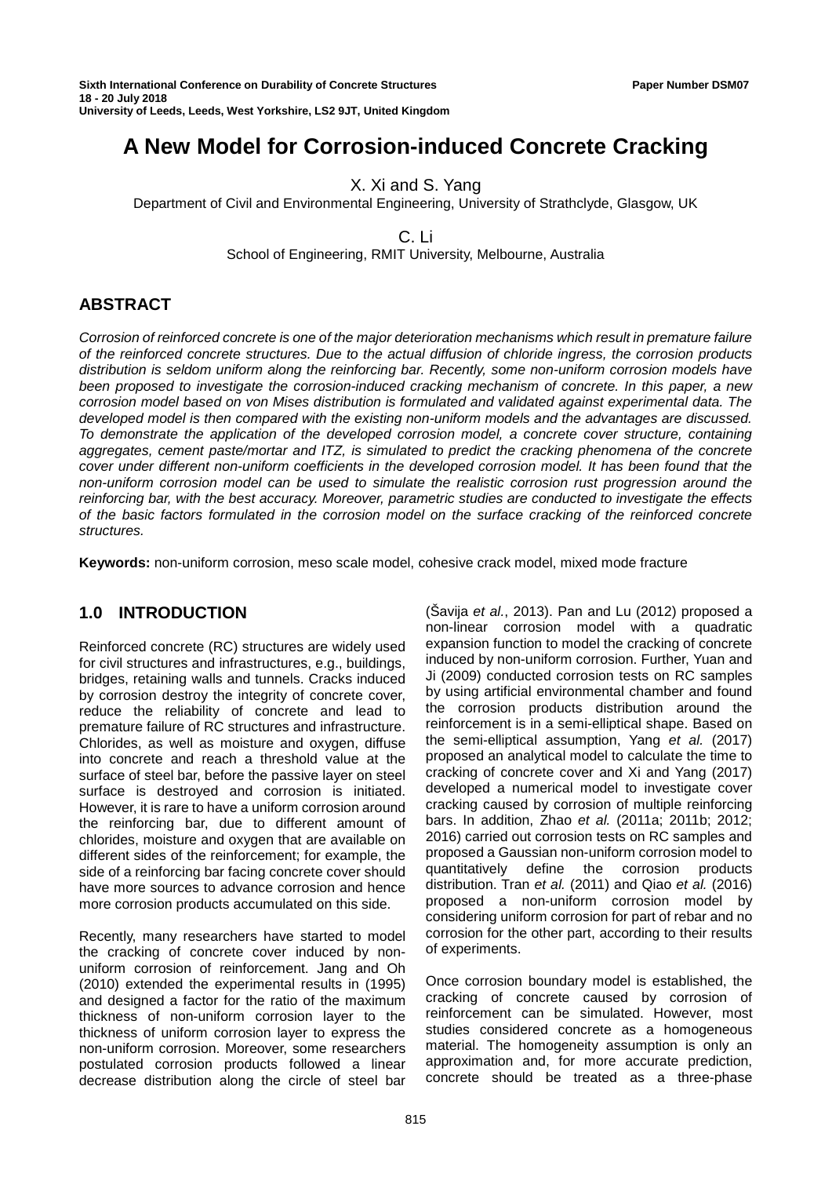Sixth International Conference on Durability of Concrete Structures
18 - 20 July 2018
University of Leeds, Leeds, West Yorkshire, LS2 9JT, United Kingdom

Paper Number DSM07

# A New Model for Corrosion-induced Concrete Cracking

X. Xi and S. Yang
Department of Civil and Environmental Engineering, University of Strathclyde, Glasgow, UK

C. Li
School of Engineering, RMIT University, Melbourne, Australia

## ABSTRACT

*Corrosion of reinforced concrete is one of the major deterioration mechanisms which result in premature failure of the reinforced concrete structures. Due to the actual diffusion of chloride ingress, the corrosion products distribution is seldom uniform along the reinforcing bar. Recently, some non-uniform corrosion models have been proposed to investigate the corrosion-induced cracking mechanism of concrete. In this paper, a new corrosion model based on von Mises distribution is formulated and validated against experimental data. The developed model is then compared with the existing non-uniform models and the advantages are discussed. To demonstrate the application of the developed corrosion model, a concrete cover structure, containing aggregates, cement paste/mortar and ITZ, is simulated to predict the cracking phenomena of the concrete cover under different non-uniform coefficients in the developed corrosion model. It has been found that the non-uniform corrosion model can be used to simulate the realistic corrosion rust progression around the reinforcing bar, with the best accuracy. Moreover, parametric studies are conducted to investigate the effects of the basic factors formulated in the corrosion model on the surface cracking of the reinforced concrete structures.*

**Keywords:** non-uniform corrosion, meso scale model, cohesive crack model, mixed mode fracture

## 1.0 INTRODUCTION

Reinforced concrete (RC) structures are widely used for civil structures and infrastructures, e.g., buildings, bridges, retaining walls and tunnels. Cracks induced by corrosion destroy the integrity of concrete cover, reduce the reliability of concrete and lead to premature failure of RC structures and infrastructure. Chlorides, as well as moisture and oxygen, diffuse into concrete and reach a threshold value at the surface of steel bar, before the passive layer on steel surface is destroyed and corrosion is initiated. However, it is rare to have a uniform corrosion around the reinforcing bar, due to different amount of chlorides, moisture and oxygen that are available on different sides of the reinforcement; for example, the side of a reinforcing bar facing concrete cover should have more sources to advance corrosion and hence more corrosion products accumulated on this side.

Recently, many researchers have started to model the cracking of concrete cover induced by non-uniform corrosion of reinforcement. Jang and Oh (2010) extended the experimental results in (1995) and designed a factor for the ratio of the maximum thickness of non-uniform corrosion layer to the thickness of uniform corrosion layer to express the non-uniform corrosion. Moreover, some researchers postulated corrosion products followed a linear decrease distribution along the circle of steel bar (Šavija *et al.*, 2013). Pan and Lu (2012) proposed a non-linear corrosion model with a quadratic expansion function to model the cracking of concrete induced by non-uniform corrosion. Further, Yuan and Ji (2009) conducted corrosion tests on RC samples by using artificial environmental chamber and found the corrosion products distribution around the reinforcement is in a semi-elliptical shape. Based on the semi-elliptical assumption, Yang *et al.* (2017) proposed an analytical model to calculate the time to cracking of concrete cover and Xi and Yang (2017) developed a numerical model to investigate cover cracking caused by corrosion of multiple reinforcing bars. In addition, Zhao *et al.* (2011a; 2011b; 2012; 2016) carried out corrosion tests on RC samples and proposed a Gaussian non-uniform corrosion model to quantitatively define the corrosion products distribution. Tran *et al.* (2011) and Qiao *et al.* (2016) proposed a non-uniform corrosion model by considering uniform corrosion for part of rebar and no corrosion for the other part, according to their results of experiments.

Once corrosion boundary model is established, the cracking of concrete caused by corrosion of reinforcement can be simulated. However, most studies considered concrete as a homogeneous material. The homogeneity assumption is only an approximation and, for more accurate prediction, concrete should be treated as a three-phase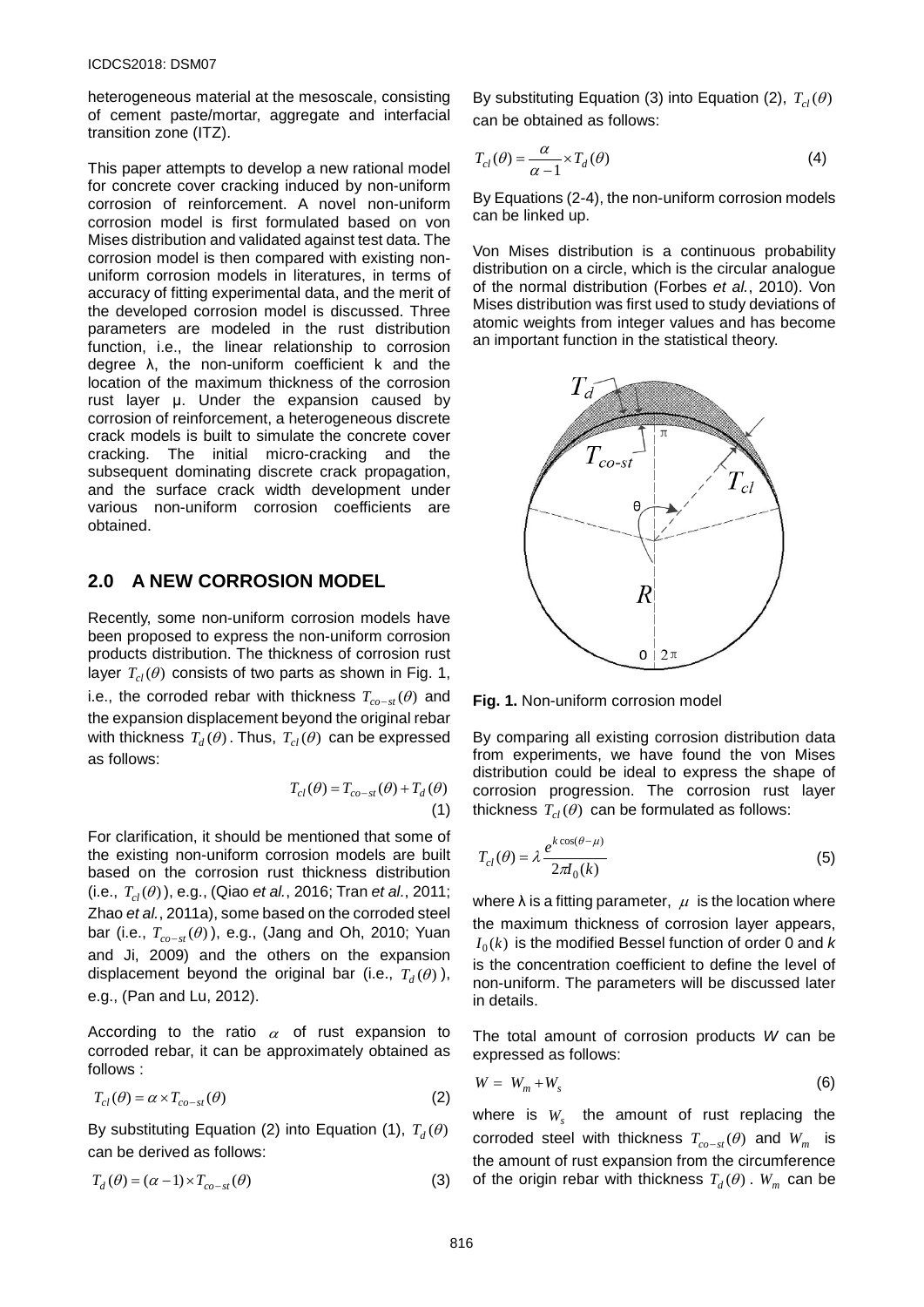heterogeneous material at the mesoscale, consisting of cement paste/mortar, aggregate and interfacial transition zone (ITZ).

This paper attempts to develop a new rational model for concrete cover cracking induced by non-uniform corrosion of reinforcement. A novel non-uniform corrosion model is first formulated based on von Mises distribution and validated against test data. The corrosion model is then compared with existing non-uniform corrosion models in literatures, in terms of accuracy of fitting experimental data, and the merit of the developed corrosion model is discussed. Three parameters are modeled in the rust distribution function, i.e., the linear relationship to corrosion degree λ, the non-uniform coefficient k and the location of the maximum thickness of the corrosion rust layer μ. Under the expansion caused by corrosion of reinforcement, a heterogeneous discrete crack models is built to simulate the concrete cover cracking. The initial micro-cracking and the subsequent dominating discrete crack propagation, and the surface crack width development under various non-uniform corrosion coefficients are obtained.

## 2.0 A NEW CORROSION MODEL

Recently, some non-uniform corrosion models have been proposed to express the non-uniform corrosion products distribution. The thickness of corrosion rust layer $T_{cl}(\theta)$ consists of two parts as shown in Fig. 1, i.e., the corroded rebar with thickness $T_{co-st}(\theta)$ and the expansion displacement beyond the original rebar with thickness $T_d(\theta)$. Thus, $T_{cl}(\theta)$ can be expressed as follows:

$$T_{cl}(\theta) = T_{co-st}(\theta) + T_d(\theta) \tag{1}$$

For clarification, it should be mentioned that some of the existing non-uniform corrosion models are built based on the corrosion rust thickness distribution (i.e., $T_{cl}(\theta)$), e.g., (Qiao *et al.*, 2016; Tran *et al.*, 2011; Zhao *et al.*, 2011a), some based on the corroded steel bar (i.e., $T_{co-st}(\theta)$), e.g., (Jang and Oh, 2010; Yuan and Ji, 2009) and the others on the expansion displacement beyond the original bar (i.e., $T_d(\theta)$), e.g., (Pan and Lu, 2012).

According to the ratio $\alpha$ of rust expansion to corroded rebar, it can be approximately obtained as follows :

$$T_{cl}(\theta) = \alpha \times T_{co-st}(\theta) \tag{2}$$

By substituting Equation (2) into Equation (1), $T_d(\theta)$ can be derived as follows:

$$T_d(\theta) = (\alpha - 1) \times T_{co-st}(\theta) \tag{3}$$

By substituting Equation (3) into Equation (2), $T_{cl}(\theta)$ can be obtained as follows:

$$T_{cl}(\theta) = \frac{\alpha}{\alpha - 1} \times T_d(\theta) \tag{4}$$

By Equations (2-4), the non-uniform corrosion models can be linked up.

Von Mises distribution is a continuous probability distribution on a circle, which is the circular analogue of the normal distribution (Forbes *et al.*, 2010). Von Mises distribution was first used to study deviations of atomic weights from integer values and has become an important function in the statistical theory.

**Fig. 1.** Non-uniform corrosion model

By comparing all existing corrosion distribution data from experiments, we have found the von Mises distribution could be ideal to express the shape of corrosion progression. The corrosion rust layer thickness $T_{cl}(\theta)$ can be formulated as follows:

$$T_{cl}(\theta) = \lambda \frac{e^{k\cos(\theta - \mu)}}{2\pi I_0(k)} \tag{5}$$

where λ is a fitting parameter, $\mu$ is the location where the maximum thickness of corrosion layer appears, $I_0(k)$ is the modified Bessel function of order 0 and *k* is the concentration coefficient to define the level of non-uniform. The parameters will be discussed later in details.

The total amount of corrosion products *W* can be expressed as follows:

$$W = W_m + W_s \tag{6}$$

where is $W_s$ the amount of rust replacing the corroded steel with thickness $T_{co-st}(\theta)$ and $W_m$ is the amount of rust expansion from the circumference of the origin rebar with thickness $T_d(\theta)$. $W_m$ can be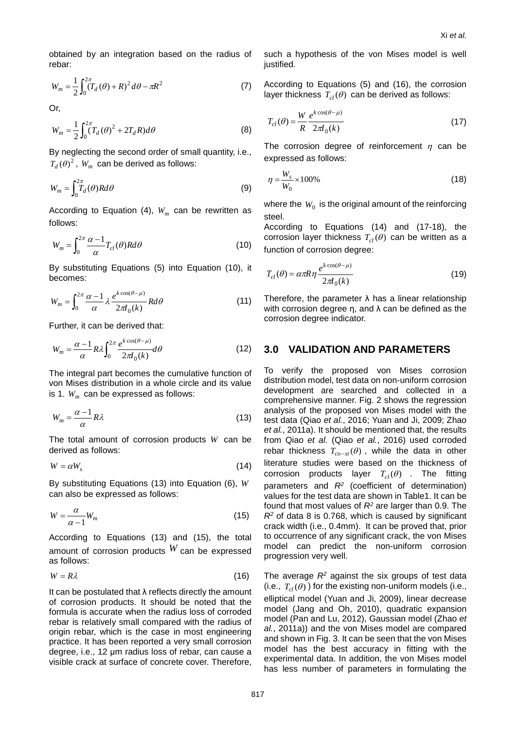obtained by an integration based on the radius of rebar:

$$W_m = \frac{1}{2}\int_0^{2\pi}(T_d(\theta)+R)^2 d\theta - \pi R^2 \tag{7}$$

Or,

$$W_m = \frac{1}{2}\int_0^{2\pi}(T_d(\theta)^2 + 2T_d R)d\theta \tag{8}$$

By neglecting the second order of small quantity, i.e., $T_d(\theta)^2$, $W_m$ can be derived as follows:

$$W_m = \int_0^{2\pi} T_d(\theta) R d\theta \tag{9}$$

According to Equation (4), $W_m$ can be rewritten as follows:

$$W_m = \int_0^{2\pi} \frac{\alpha-1}{\alpha} T_{cl}(\theta) R d\theta \tag{10}$$

By substituting Equations (5) into Equation (10), it becomes:

$$W_m = \int_0^{2\pi} \frac{\alpha-1}{\alpha} \lambda \frac{e^{k\cos(\theta-\mu)}}{2\pi I_0(k)} R d\theta \tag{11}$$

Further, it can be derived that:

$$W_m = \frac{\alpha-1}{\alpha} R\lambda \int_0^{2\pi} \frac{e^{k\cos(\theta-\mu)}}{2\pi I_0(k)} d\theta \tag{12}$$

The integral part becomes the cumulative function of von Mises distribution in a whole circle and its value is 1. $W_m$ can be expressed as follows:

$$W_m = \frac{\alpha-1}{\alpha} R\lambda \tag{13}$$

The total amount of corrosion products $W$ can be derived as follows:

$$W = \alpha W_s \tag{14}$$

By substituting Equations (13) into Equation (6), $W$ can also be expressed as follows:

$$W = \frac{\alpha}{\alpha-1} W_m \tag{15}$$

According to Equations (13) and (15), the total amount of corrosion products $W$ can be expressed as follows:

$$W = R\lambda \tag{16}$$

It can be postulated that λ reflects directly the amount of corrosion products. It should be noted that the formula is accurate when the radius loss of corroded rebar is relatively small compared with the radius of origin rebar, which is the case in most engineering practice. It has been reported a very small corrosion degree, i.e., 12 μm radius loss of rebar, can cause a visible crack at surface of concrete cover. Therefore, such a hypothesis of the von Mises model is well justified.

According to Equations (5) and (16), the corrosion layer thickness $T_{cl}(\theta)$ can be derived as follows:

$$T_{cl}(\theta) = \frac{W}{R}\frac{e^{k\cos(\theta-\mu)}}{2\pi I_0(k)} \tag{17}$$

The corrosion degree of reinforcement $\eta$ can be expressed as follows:

$$\eta = \frac{W_s}{W_0} \times 100\% \tag{18}$$

where the $W_0$ is the original amount of the reinforcing steel.

According to Equations (14) and (17-18), the corrosion layer thickness $T_{cl}(\theta)$ can be written as a function of corrosion degree:

$$T_{cl}(\theta) = \alpha\pi R\eta \frac{e^{k\cos(\theta-\mu)}}{2\pi I_0(k)} \tag{19}$$

Therefore, the parameter λ has a linear relationship with corrosion degree η, and λ can be defined as the corrosion degree indicator.

## 3.0 VALIDATION AND PARAMETERS

To verify the proposed von Mises corrosion distribution model, test data on non-uniform corrosion development are searched and collected in a comprehensive manner. Fig. 2 shows the regression analysis of the proposed von Mises model with the test data (Qiao *et al.*, 2016; Yuan and Ji, 2009; Zhao *et al.*, 2011a). It should be mentioned that, the results from Qiao *et al.* (Qiao *et al.*, 2016) used corroded rebar thickness $T_{co-st}(\theta)$, while the data in other literature studies were based on the thickness of corrosion products layer $T_{cl}(\theta)$. The fitting parameters and $R^2$ (coefficient of determination) values for the test data are shown in Table1. It can be found that most values of $R^2$ are larger than 0.9. The $R^2$ of data 8 is 0.768, which is caused by significant crack width (i.e., 0.4mm). It can be proved that, prior to occurrence of any significant crack, the von Mises model can predict the non-uniform corrosion progression very well.

The average $R^2$ against the six groups of test data (i.e., $T_{cl}(\theta)$) for the existing non-uniform models (i.e., elliptical model (Yuan and Ji, 2009), linear decrease model (Jang and Oh, 2010), quadratic expansion model (Pan and Lu, 2012), Gaussian model (Zhao *et al.*, 2011a)) and the von Mises model are compared and shown in Fig. 3. It can be seen that the von Mises model has the best accuracy in fitting with the experimental data. In addition, the von Mises model has less number of parameters in formulating the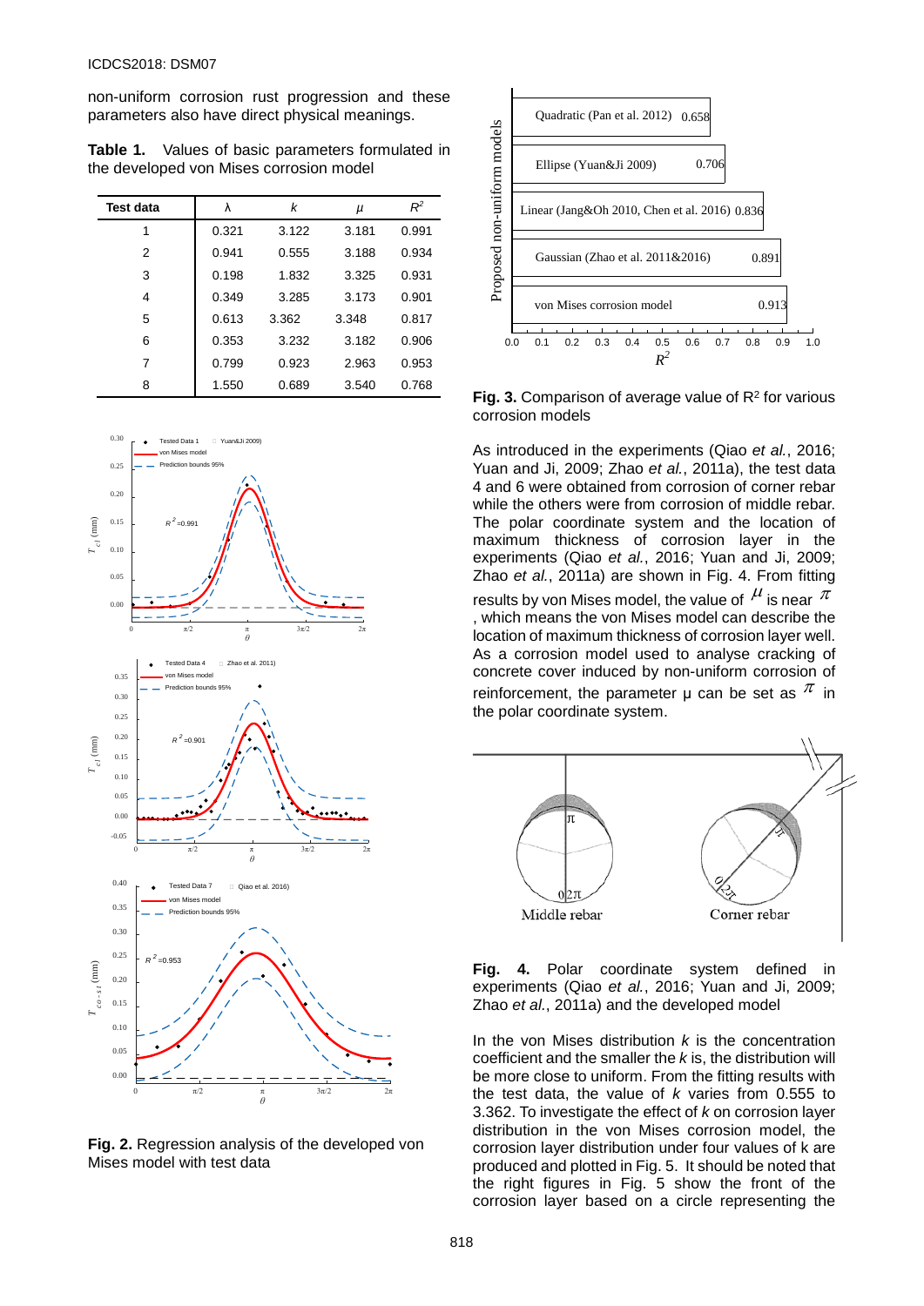non-uniform corrosion rust progression and these parameters also have direct physical meanings.

**Table 1.** Values of basic parameters formulated in the developed von Mises corrosion model

| Test data | $\lambda$ | $k$ | $\mu$ | $R^2$ |
|---|---|---|---|---|
| 1 | 0.321 | 3.122 | 3.181 | 0.991 |
| 2 | 0.941 | 0.555 | 3.188 | 0.934 |
| 3 | 0.198 | 1.832 | 3.325 | 0.931 |
| 4 | 0.349 | 3.285 | 3.173 | 0.901 |
| 5 | 0.613 | 3.362 | 3.348 | 0.817 |
| 6 | 0.353 | 3.232 | 3.182 | 0.906 |
| 7 | 0.799 | 0.923 | 2.963 | 0.953 |
| 8 | 1.550 | 0.689 | 3.540 | 0.768 |

**Fig. 2.** Regression analysis of the developed von Mises model with test data

**Fig. 3.** Comparison of average value of $R^2$ for various corrosion models

As introduced in the experiments (Qiao *et al.*, 2016; Yuan and Ji, 2009; Zhao *et al.*, 2011a), the test data 4 and 6 were obtained from corrosion of corner rebar while the others were from corrosion of middle rebar. The polar coordinate system and the location of maximum thickness of corrosion layer in the experiments (Qiao *et al.*, 2016; Yuan and Ji, 2009; Zhao *et al.*, 2011a) are shown in Fig. 4. From fitting results by von Mises model, the value of $\mu$ is near $\pi$, which means the von Mises model can describe the location of maximum thickness of corrosion layer well. As a corrosion model used to analyse cracking of concrete cover induced by non-uniform corrosion of reinforcement, the parameter μ can be set as $\pi$ in the polar coordinate system.

**Fig. 4.** Polar coordinate system defined in experiments (Qiao *et al.*, 2016; Yuan and Ji, 2009; Zhao *et al.*, 2011a) and the developed model

In the von Mises distribution $k$ is the concentration coefficient and the smaller the $k$ is, the distribution will be more close to uniform. From the fitting results with the test data, the value of $k$ varies from 0.555 to 3.362. To investigate the effect of $k$ on corrosion layer distribution in the von Mises corrosion model, the corrosion layer distribution under four values of k are produced and plotted in Fig. 5. It should be noted that the right figures in Fig. 5 show the front of the corrosion layer based on a circle representing the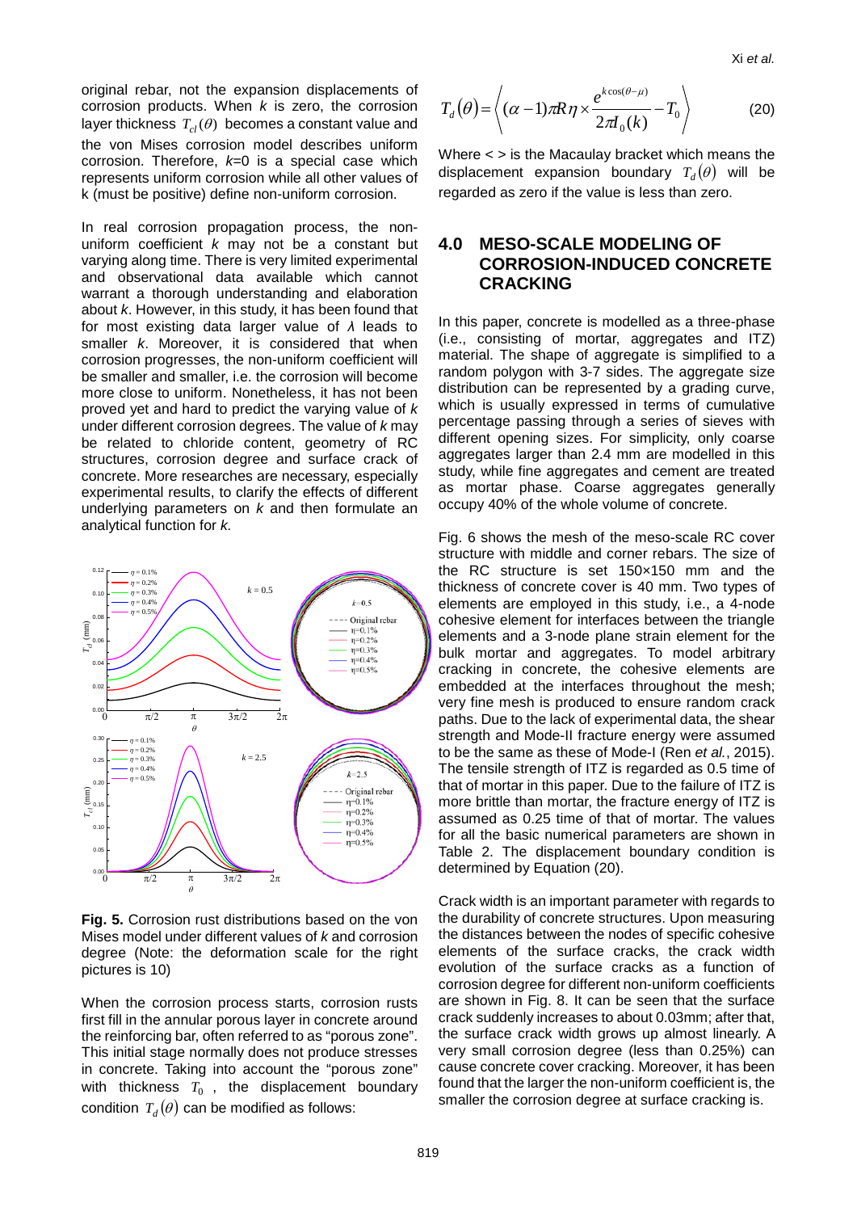original rebar, not the expansion displacements of corrosion products. When $k$ is zero, the corrosion layer thickness $T_{cl}(\theta)$ becomes a constant value and the von Mises corrosion model describes uniform corrosion. Therefore, $k$=0 is a special case which represents uniform corrosion while all other values of k (must be positive) define non-uniform corrosion.

In real corrosion propagation process, the non-uniform coefficient $k$ may not be a constant but varying along time. There is very limited experimental and observational data available which cannot warrant a thorough understanding and elaboration about $k$. However, in this study, it has been found that for most existing data larger value of $\lambda$ leads to smaller $k$. Moreover, it is considered that when corrosion progresses, the non-uniform coefficient will be smaller and smaller, i.e. the corrosion will become more close to uniform. Nonetheless, it has not been proved yet and hard to predict the varying value of $k$ under different corrosion degrees. The value of $k$ may be related to chloride content, geometry of RC structures, corrosion degree and surface crack of concrete. More researches are necessary, especially experimental results, to clarify the effects of different underlying parameters on $k$ and then formulate an analytical function for $k$.

**Fig. 5.** Corrosion rust distributions based on the von Mises model under different values of $k$ and corrosion degree (Note: the deformation scale for the right pictures is 10)

When the corrosion process starts, corrosion rusts first fill in the annular porous layer in concrete around the reinforcing bar, often referred to as "porous zone". This initial stage normally does not produce stresses in concrete. Taking into account the "porous zone" with thickness $T_0$ , the displacement boundary condition $T_d(\theta)$ can be modified as follows:

$$T_d(\theta) = \left\langle (\alpha-1)\pi R\eta \times \frac{e^{k\cos(\theta-\mu)}}{2\pi I_0(k)} - T_0 \right\rangle \tag{20}$$

Where < > is the Macaulay bracket which means the displacement expansion boundary $T_d(\theta)$ will be regarded as zero if the value is less than zero.

## 4.0 MESO-SCALE MODELING OF CORROSION-INDUCED CONCRETE CRACKING

In this paper, concrete is modelled as a three-phase (i.e., consisting of mortar, aggregates and ITZ) material. The shape of aggregate is simplified to a random polygon with 3-7 sides. The aggregate size distribution can be represented by a grading curve, which is usually expressed in terms of cumulative percentage passing through a series of sieves with different opening sizes. For simplicity, only coarse aggregates larger than 2.4 mm are modelled in this study, while fine aggregates and cement are treated as mortar phase. Coarse aggregates generally occupy 40% of the whole volume of concrete.

Fig. 6 shows the mesh of the meso-scale RC cover structure with middle and corner rebars. The size of the RC structure is set 150×150 mm and the thickness of concrete cover is 40 mm. Two types of elements are employed in this study, i.e., a 4-node cohesive element for interfaces between the triangle elements and a 3-node plane strain element for the bulk mortar and aggregates. To model arbitrary cracking in concrete, the cohesive elements are embedded at the interfaces throughout the mesh; very fine mesh is produced to ensure random crack paths. Due to the lack of experimental data, the shear strength and Mode-II fracture energy were assumed to be the same as these of Mode-I (Ren *et al.*, 2015). The tensile strength of ITZ is regarded as 0.5 time of that of mortar in this paper. Due to the failure of ITZ is more brittle than mortar, the fracture energy of ITZ is assumed as 0.25 time of that of mortar. The values for all the basic numerical parameters are shown in Table 2. The displacement boundary condition is determined by Equation (20).

Crack width is an important parameter with regards to the durability of concrete structures. Upon measuring the distances between the nodes of specific cohesive elements of the surface cracks, the crack width evolution of the surface cracks as a function of corrosion degree for different non-uniform coefficients are shown in Fig. 8. It can be seen that the surface crack suddenly increases to about 0.03mm; after that, the surface crack width grows up almost linearly. A very small corrosion degree (less than 0.25%) can cause concrete cover cracking. Moreover, it has been found that the larger the non-uniform coefficient is, the smaller the corrosion degree at surface cracking is.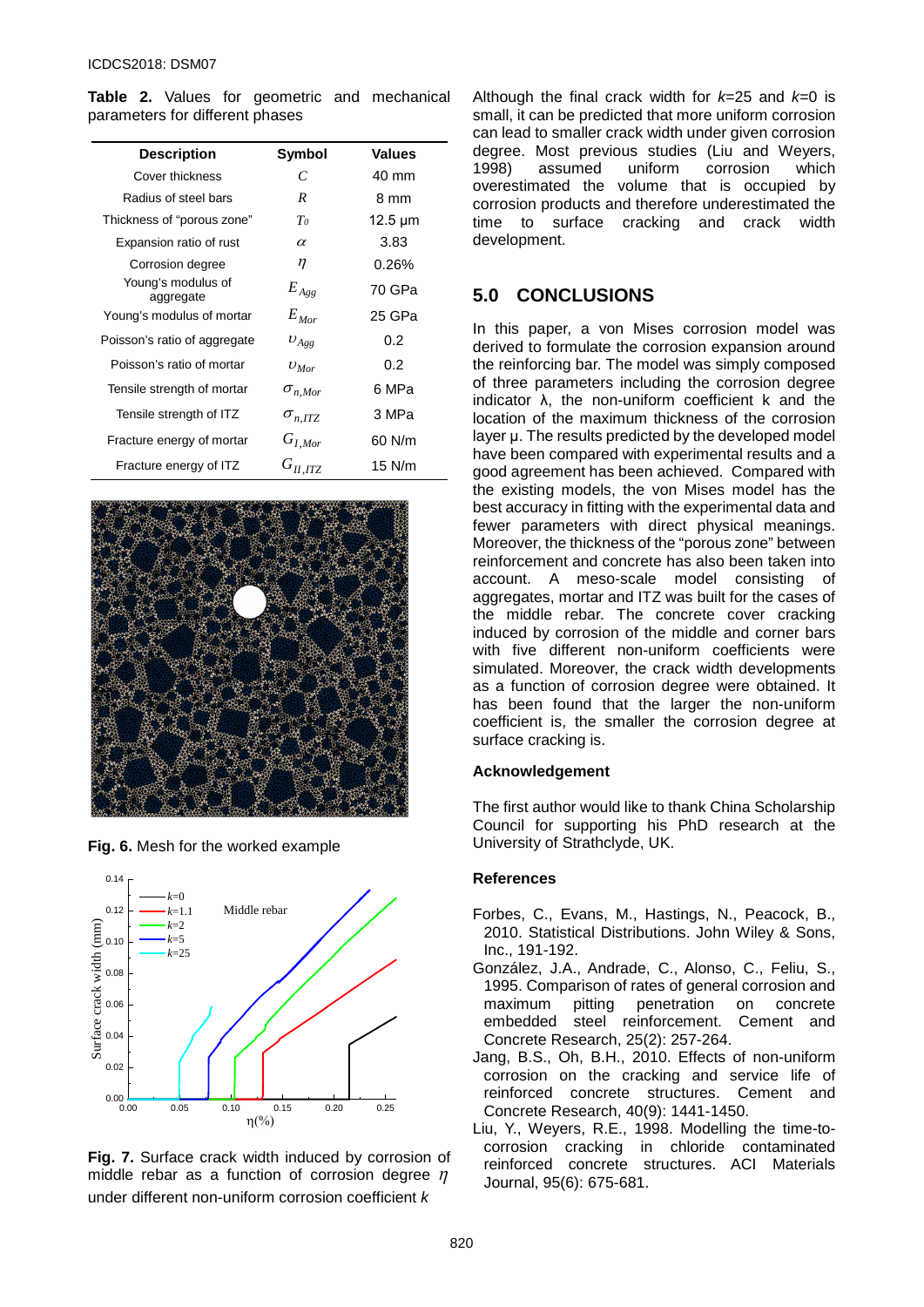**Table 2.** Values for geometric and mechanical parameters for different phases

| Description | Symbol | Values |
|---|---|---|
| Cover thickness | $C$ | 40 mm |
| Radius of steel bars | $R$ | 8 mm |
| Thickness of "porous zone" | $T_0$ | 12.5 μm |
| Expansion ratio of rust | $\alpha$ | 3.83 |
| Corrosion degree | $\eta$ | 0.26% |
| Young's modulus of aggregate | $E_{Agg}$ | 70 GPa |
| Young's modulus of mortar | $E_{Mor}$ | 25 GPa |
| Poisson's ratio of aggregate | $\upsilon_{Agg}$ | 0.2 |
| Poisson's ratio of mortar | $\upsilon_{Mor}$ | 0.2 |
| Tensile strength of mortar | $\sigma_{n,Mor}$ | 6 MPa |
| Tensile strength of ITZ | $\sigma_{n,ITZ}$ | 3 MPa |
| Fracture energy of mortar | $G_{I,Mor}$ | 60 N/m |
| Fracture energy of ITZ | $G_{II,ITZ}$ | 15 N/m |

**Fig. 6.** Mesh for the worked example

**Fig. 7.** Surface crack width induced by corrosion of middle rebar as a function of corrosion degree $\eta$ under different non-uniform corrosion coefficient $k$

Although the final crack width for $k$=25 and $k$=0 is small, it can be predicted that more uniform corrosion can lead to smaller crack width under given corrosion degree. Most previous studies (Liu and Weyers, 1998) assumed uniform corrosion which overestimated the volume that is occupied by corrosion products and therefore underestimated the time to surface cracking and crack width development.

## 5.0 CONCLUSIONS

In this paper, a von Mises corrosion model was derived to formulate the corrosion expansion around the reinforcing bar. The model was simply composed of three parameters including the corrosion degree indicator λ, the non-uniform coefficient k and the location of the maximum thickness of the corrosion layer μ. The results predicted by the developed model have been compared with experimental results and a good agreement has been achieved. Compared with the existing models, the von Mises model has the best accuracy in fitting with the experimental data and fewer parameters with direct physical meanings. Moreover, the thickness of the "porous zone" between reinforcement and concrete has also been taken into account. A meso-scale model consisting of aggregates, mortar and ITZ was built for the cases of the middle rebar. The concrete cover cracking induced by corrosion of the middle and corner bars with five different non-uniform coefficients were simulated. Moreover, the crack width developments as a function of corrosion degree were obtained. It has been found that the larger the non-uniform coefficient is, the smaller the corrosion degree at surface cracking is.

### Acknowledgement

The first author would like to thank China Scholarship Council for supporting his PhD research at the University of Strathclyde, UK.

### References

Forbes, C., Evans, M., Hastings, N., Peacock, B., 2010. Statistical Distributions. John Wiley & Sons, Inc., 191-192.

González, J.A., Andrade, C., Alonso, C., Feliu, S., 1995. Comparison of rates of general corrosion and maximum pitting penetration on concrete embedded steel reinforcement. Cement and Concrete Research, 25(2): 257-264.

Jang, B.S., Oh, B.H., 2010. Effects of non-uniform corrosion on the cracking and service life of reinforced concrete structures. Cement and Concrete Research, 40(9): 1441-1450.

Liu, Y., Weyers, R.E., 1998. Modelling the time-to-corrosion cracking in chloride contaminated reinforced concrete structures. ACI Materials Journal, 95(6): 675-681.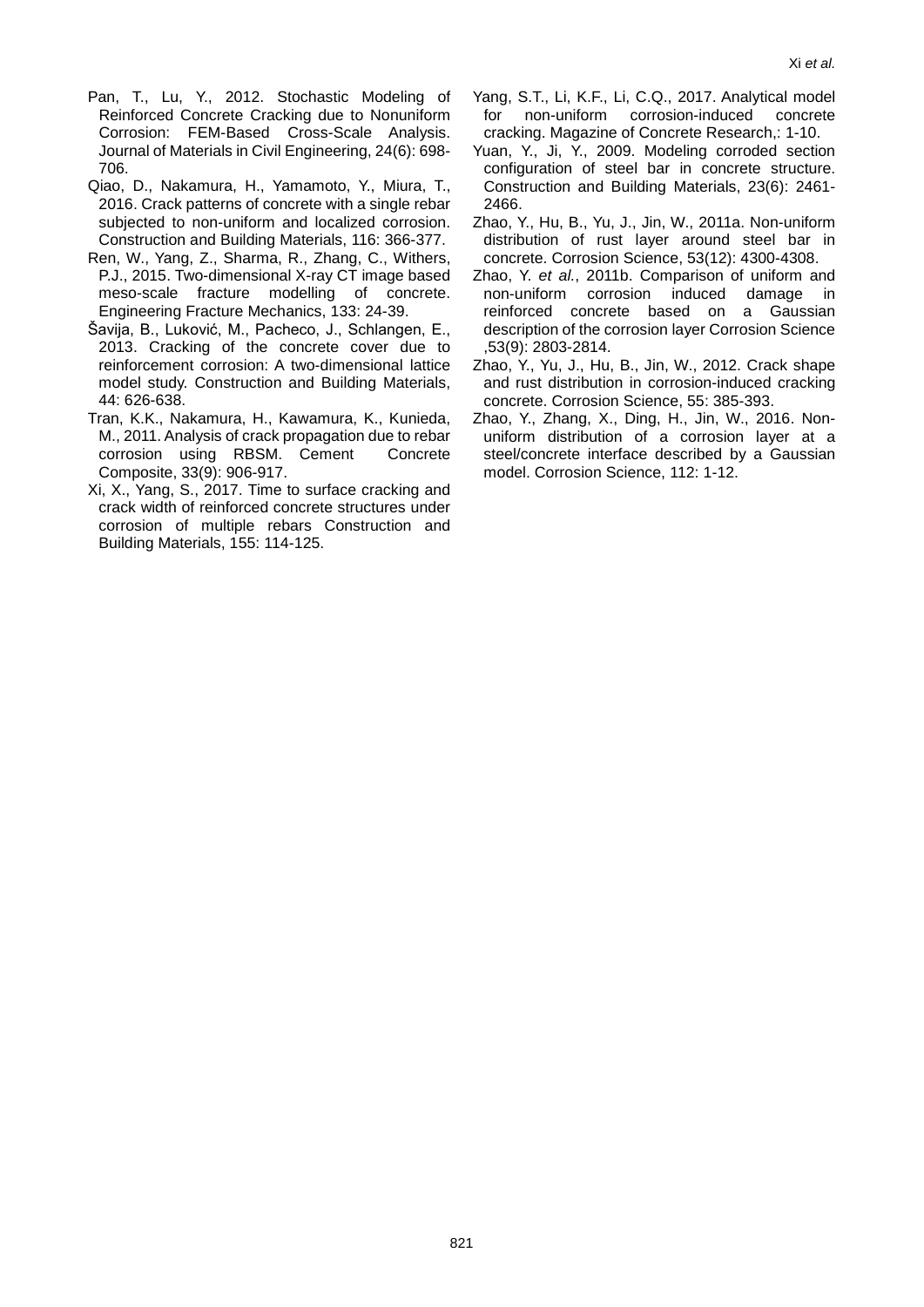Pan, T., Lu, Y., 2012. Stochastic Modeling of Reinforced Concrete Cracking due to Nonuniform Corrosion: FEM-Based Cross-Scale Analysis. Journal of Materials in Civil Engineering, 24(6): 698-706.

Qiao, D., Nakamura, H., Yamamoto, Y., Miura, T., 2016. Crack patterns of concrete with a single rebar subjected to non-uniform and localized corrosion. Construction and Building Materials, 116: 366-377.

Ren, W., Yang, Z., Sharma, R., Zhang, C., Withers, P.J., 2015. Two-dimensional X-ray CT image based meso-scale fracture modelling of concrete. Engineering Fracture Mechanics, 133: 24-39.

Šavija, B., Luković, M., Pacheco, J., Schlangen, E., 2013. Cracking of the concrete cover due to reinforcement corrosion: A two-dimensional lattice model study. Construction and Building Materials, 44: 626-638.

Tran, K.K., Nakamura, H., Kawamura, K., Kunieda, M., 2011. Analysis of crack propagation due to rebar corrosion using RBSM. Cement Concrete Composite, 33(9): 906-917.

Xi, X., Yang, S., 2017. Time to surface cracking and crack width of reinforced concrete structures under corrosion of multiple rebars Construction and Building Materials, 155: 114-125.

Yang, S.T., Li, K.F., Li, C.Q., 2017. Analytical model for non-uniform corrosion-induced concrete cracking. Magazine of Concrete Research,: 1-10.

Yuan, Y., Ji, Y., 2009. Modeling corroded section configuration of steel bar in concrete structure. Construction and Building Materials, 23(6): 2461-2466.

Zhao, Y., Hu, B., Yu, J., Jin, W., 2011a. Non-uniform distribution of rust layer around steel bar in concrete. Corrosion Science, 53(12): 4300-4308.

Zhao, Y. *et al.*, 2011b. Comparison of uniform and non-uniform corrosion induced damage in reinforced concrete based on a Gaussian description of the corrosion layer Corrosion Science ,53(9): 2803-2814.

Zhao, Y., Yu, J., Hu, B., Jin, W., 2012. Crack shape and rust distribution in corrosion-induced cracking concrete. Corrosion Science, 55: 385-393.

Zhao, Y., Zhang, X., Ding, H., Jin, W., 2016. Non-uniform distribution of a corrosion layer at a steel/concrete interface described by a Gaussian model. Corrosion Science, 112: 1-12.